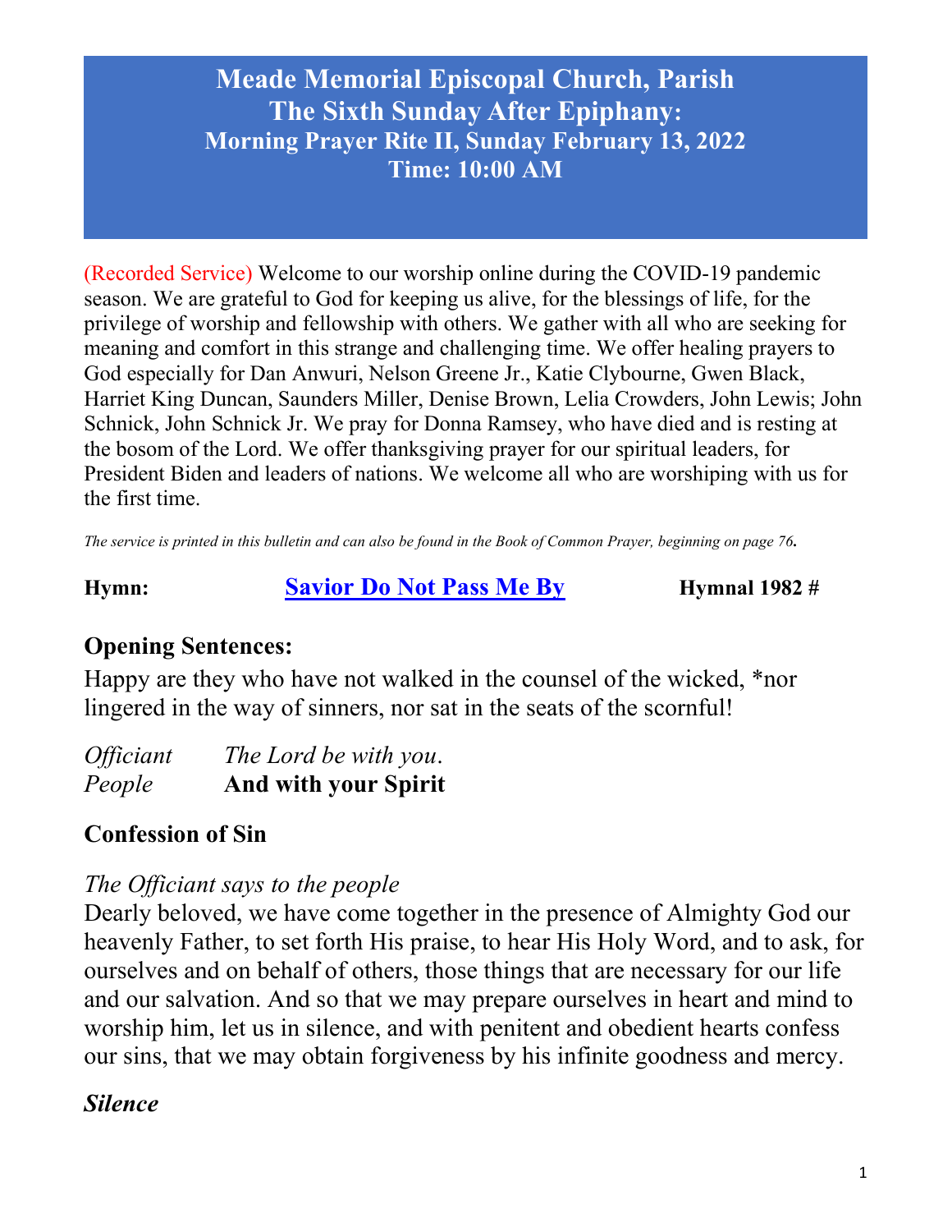# Meade Memorial Episcopal Church, Parish
# The Sixth Sunday After Epiphany:
## Morning Prayer Rite II, Sunday February 13, 2022
## Time: 10:00 AM

(Recorded Service) Welcome to our worship online during the COVID-19 pandemic season. We are grateful to God for keeping us alive, for the blessings of life, for the privilege of worship and fellowship with others. We gather with all who are seeking for meaning and comfort in this strange and challenging time. We offer healing prayers to God especially for Dan Anwuri, Nelson Greene Jr., Katie Clybourne, Gwen Black, Harriet King Duncan, Saunders Miller, Denise Brown, Lelia Crowders, John Lewis; John Schnick, John Schnick Jr. We pray for Donna Ramsey, who have died and is resting at the bosom of the Lord. We offer thanksgiving prayer for our spiritual leaders, for President Biden and leaders of nations. We welcome all who are worshiping with us for the first time.

*The service is printed in this bulletin and can also be found in the Book of Common Prayer, beginning on page 76.*

**Hymn:** **Savior Do Not Pass Me By** **Hymnal 1982 #**

## Opening Sentences:

Happy are they who have not walked in the counsel of the wicked, *nor lingered in the way of sinners, nor sat in the seats of the scornful!

*Officiant* *The Lord be with you.*
*People* **And with your Spirit**

## Confession of Sin

*The Officiant says to the people*

Dearly beloved, we have come together in the presence of Almighty God our heavenly Father, to set forth His praise, to hear His Holy Word, and to ask, for ourselves and on behalf of others, those things that are necessary for our life and our salvation. And so that we may prepare ourselves in heart and mind to worship him, let us in silence, and with penitent and obedient hearts confess our sins, that we may obtain forgiveness by his infinite goodness and mercy.

***Silence***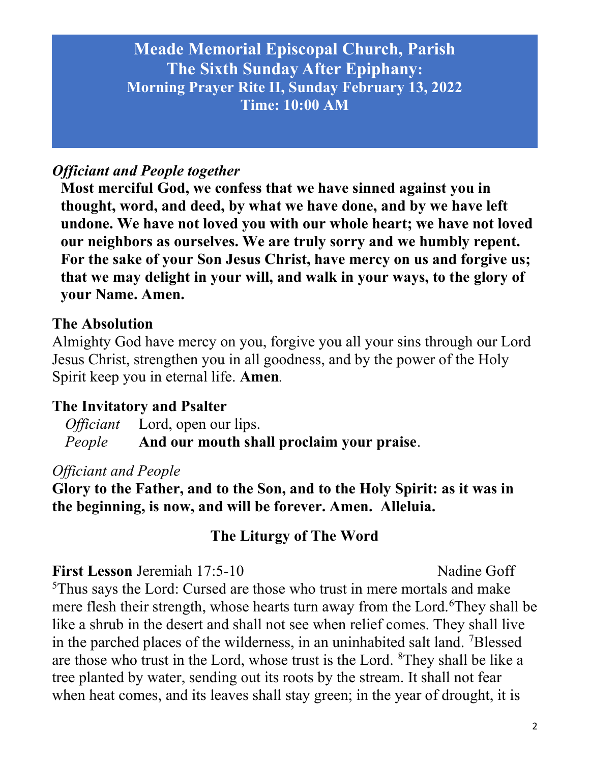# Meade Memorial Episcopal Church, Parish
## The Sixth Sunday After Epiphany:
### Morning Prayer Rite II, Sunday February 13, 2022
### Time: 10:00 AM

*Officiant and People together*

**Most merciful God, we confess that we have sinned against you in thought, word, and deed, by what we have done, and by we have left undone. We have not loved you with our whole heart; we have not loved our neighbors as ourselves. We are truly sorry and we humbly repent. For the sake of your Son Jesus Christ, have mercy on us and forgive us; that we may delight in your will, and walk in your ways, to the glory of your Name. Amen.**

**The Absolution**

Almighty God have mercy on you, forgive you all your sins through our Lord Jesus Christ, strengthen you in all goodness, and by the power of the Holy Spirit keep you in eternal life. **Amen**.

**The Invitatory and Psalter**

*Officiant* Lord, open our lips.

*People* **And our mouth shall proclaim your praise**.

*Officiant and People*

**Glory to the Father, and to the Son, and to the Holy Spirit: as it was in the beginning, is now, and will be forever. Amen. Alleluia.**

## The Liturgy of The Word

**First Lesson** Jeremiah 17:5-10 Nadine Goff

[5]Thus says the Lord: Cursed are those who trust in mere mortals and make mere flesh their strength, whose hearts turn away from the Lord.[6]They shall be like a shrub in the desert and shall not see when relief comes. They shall live in the parched places of the wilderness, in an uninhabited salt land. [7]Blessed are those who trust in the Lord, whose trust is the Lord. [8]They shall be like a tree planted by water, sending out its roots by the stream. It shall not fear when heat comes, and its leaves shall stay green; in the year of drought, it is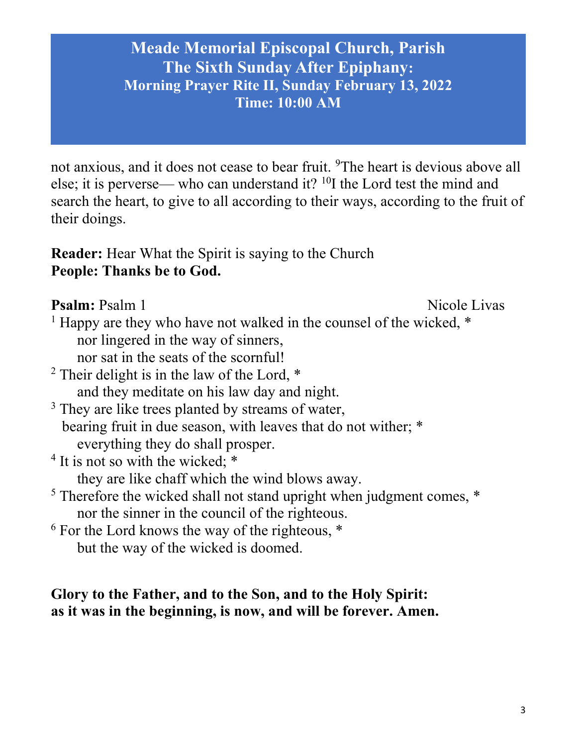# Meade Memorial Episcopal Church, Parish
# The Sixth Sunday After Epiphany:
## Morning Prayer Rite II, Sunday February 13, 2022
## Time: 10:00 AM

not anxious, and it does not cease to bear fruit. [9]The heart is devious above all else; it is perverse— who can understand it? [10]I the Lord test the mind and search the heart, to give to all according to their ways, according to the fruit of their doings.

**Reader:** Hear What the Spirit is saying to the Church
**People: Thanks be to God.**

**Psalm:** Psalm 1 Nicole Livas

[1] Happy are they who have not walked in the counsel of the wicked, *
nor lingered in the way of sinners,
nor sat in the seats of the scornful!
[2] Their delight is in the law of the Lord, *
and they meditate on his law day and night.
[3] They are like trees planted by streams of water,
bearing fruit in due season, with leaves that do not wither; *
everything they do shall prosper.
[4] It is not so with the wicked; *
they are like chaff which the wind blows away.
[5] Therefore the wicked shall not stand upright when judgment comes, *
nor the sinner in the council of the righteous.
[6] For the Lord knows the way of the righteous, *
but the way of the wicked is doomed.

**Glory to the Father, and to the Son, and to the Holy Spirit:
as it was in the beginning, is now, and will be forever. Amen.**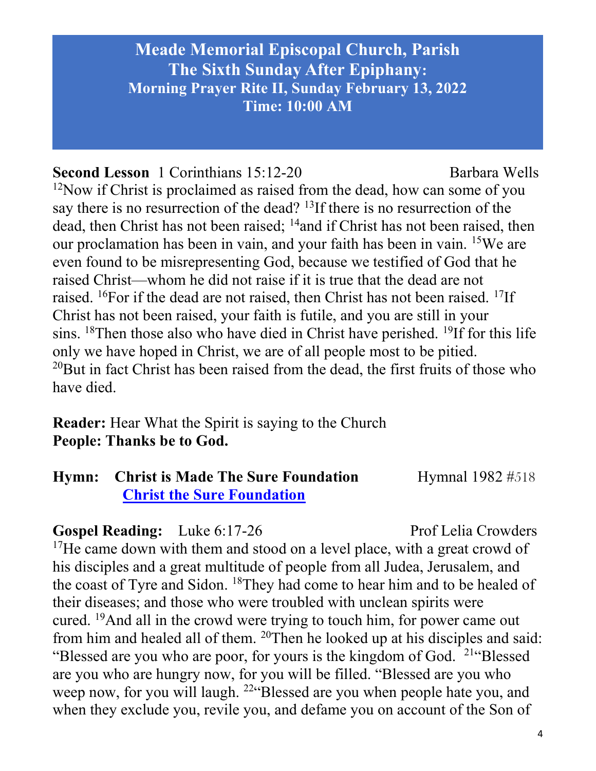# Meade Memorial Episcopal Church, Parish
## The Sixth Sunday After Epiphany:
### Morning Prayer Rite II, Sunday February 13, 2022
### Time: 10:00 AM

**Second Lesson** 1 Corinthians 15:12-20 Barbara Wells

[12]Now if Christ is proclaimed as raised from the dead, how can some of you say there is no resurrection of the dead? [13]If there is no resurrection of the dead, then Christ has not been raised; [14]and if Christ has not been raised, then our proclamation has been in vain, and your faith has been in vain. [15]We are even found to be misrepresenting God, because we testified of God that he raised Christ—whom he did not raise if it is true that the dead are not raised. [16]For if the dead are not raised, then Christ has not been raised. [17]If Christ has not been raised, your faith is futile, and you are still in your sins. [18]Then those also who have died in Christ have perished. [19]If for this life only we have hoped in Christ, we are of all people most to be pitied. [20]But in fact Christ has been raised from the dead, the first fruits of those who have died.

**Reader:** Hear What the Spirit is saying to the Church
**People: Thanks be to God.**

**Hymn: Christ is Made The Sure Foundation** Hymnal 1982 #518
**Christ the Sure Foundation**

**Gospel Reading:** Luke 6:17-26 Prof Lelia Crowders

[17]He came down with them and stood on a level place, with a great crowd of his disciples and a great multitude of people from all Judea, Jerusalem, and the coast of Tyre and Sidon. [18]They had come to hear him and to be healed of their diseases; and those who were troubled with unclean spirits were cured. [19]And all in the crowd were trying to touch him, for power came out from him and healed all of them. [20]Then he looked up at his disciples and said: "Blessed are you who are poor, for yours is the kingdom of God. [21]"Blessed are you who are hungry now, for you will be filled. "Blessed are you who weep now, for you will laugh. [22]"Blessed are you when people hate you, and when they exclude you, revile you, and defame you on account of the Son of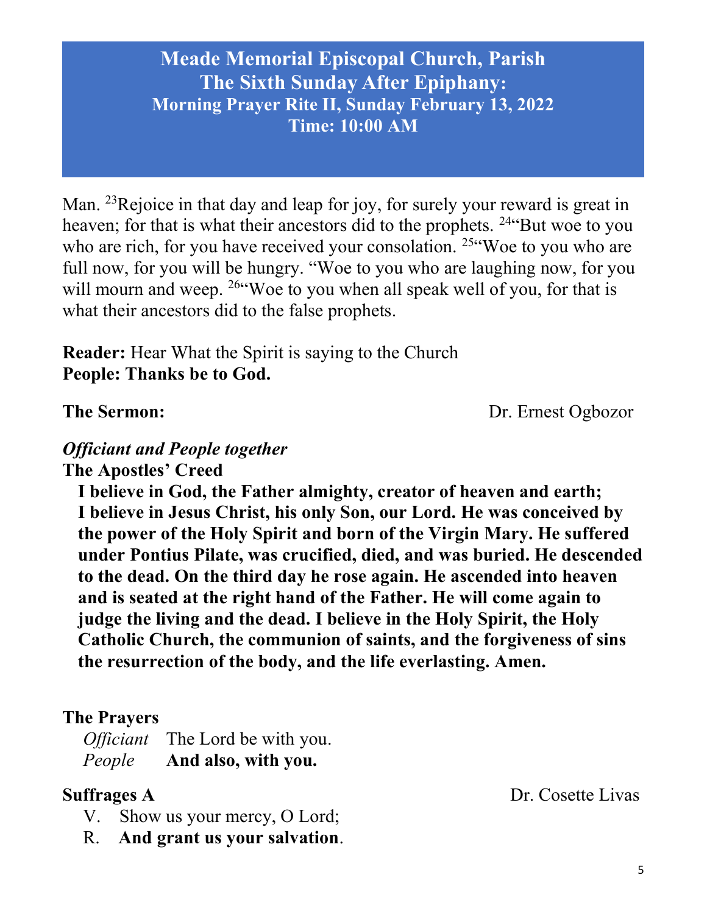# Meade Memorial Episcopal Church, Parish
# The Sixth Sunday After Epiphany:
## Morning Prayer Rite II, Sunday February 13, 2022
## Time: 10:00 AM

Man. [23]Rejoice in that day and leap for joy, for surely your reward is great in heaven; for that is what their ancestors did to the prophets. [24]"But woe to you who are rich, for you have received your consolation. [25]"Woe to you who are full now, for you will be hungry. "Woe to you who are laughing now, for you will mourn and weep. [26]"Woe to you when all speak well of you, for that is what their ancestors did to the false prophets.

**Reader:** Hear What the Spirit is saying to the Church
**People: Thanks be to God.**

**The Sermon:** Dr. Ernest Ogbozor

***Officiant and People together***
**The Apostles' Creed**

**I believe in God, the Father almighty, creator of heaven and earth; I believe in Jesus Christ, his only Son, our Lord. He was conceived by the power of the Holy Spirit and born of the Virgin Mary. He suffered under Pontius Pilate, was crucified, died, and was buried. He descended to the dead. On the third day he rose again. He ascended into heaven and is seated at the right hand of the Father. He will come again to judge the living and the dead. I believe in the Holy Spirit, the Holy Catholic Church, the communion of saints, and the forgiveness of sins the resurrection of the body, and the life everlasting. Amen.**

**The Prayers**

*Officiant* The Lord be with you.
*People* **And also, with you.**

**Suffrages A** Dr. Cosette Livas

V. Show us your mercy, O Lord;
R. **And grant us your salvation**.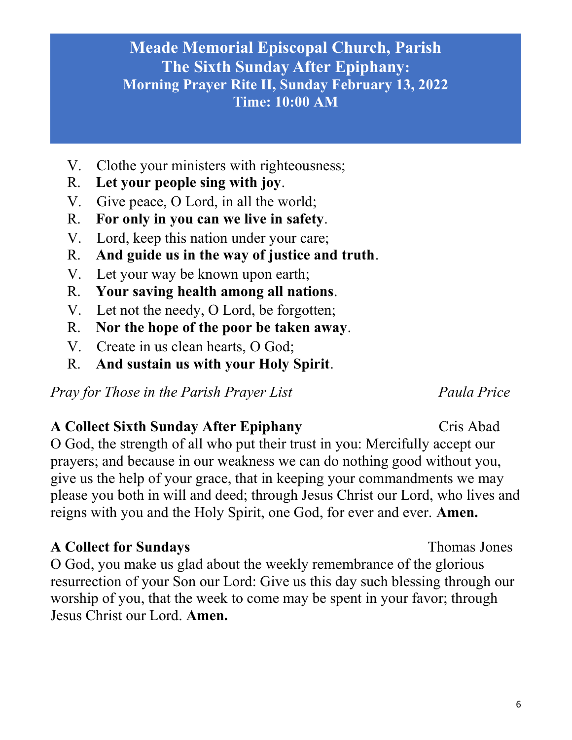# Meade Memorial Episcopal Church, Parish
## The Sixth Sunday After Epiphany:
### Morning Prayer Rite II, Sunday February 13, 2022
### Time: 10:00 AM

V. Clothe your ministers with righteousness;
R. **Let your people sing with joy**.
V. Give peace, O Lord, in all the world;
R. **For only in you can we live in safety**.
V. Lord, keep this nation under your care;
R. **And guide us in the way of justice and truth**.
V. Let your way be known upon earth;
R. **Your saving health among all nations**.
V. Let not the needy, O Lord, be forgotten;
R. **Nor the hope of the poor be taken away**.
V. Create in us clean hearts, O God;
R. **And sustain us with your Holy Spirit**.

*Pray for Those in the Parish Prayer List* *Paula Price*

**A Collect Sixth Sunday After Epiphany** Cris Abad

O God, the strength of all who put their trust in you: Mercifully accept our prayers; and because in our weakness we can do nothing good without you, give us the help of your grace, that in keeping your commandments we may please you both in will and deed; through Jesus Christ our Lord, who lives and reigns with you and the Holy Spirit, one God, for ever and ever. **Amen.**

**A Collect for Sundays** Thomas Jones

O God, you make us glad about the weekly remembrance of the glorious resurrection of your Son our Lord: Give us this day such blessing through our worship of you, that the week to come may be spent in your favor; through Jesus Christ our Lord. **Amen.**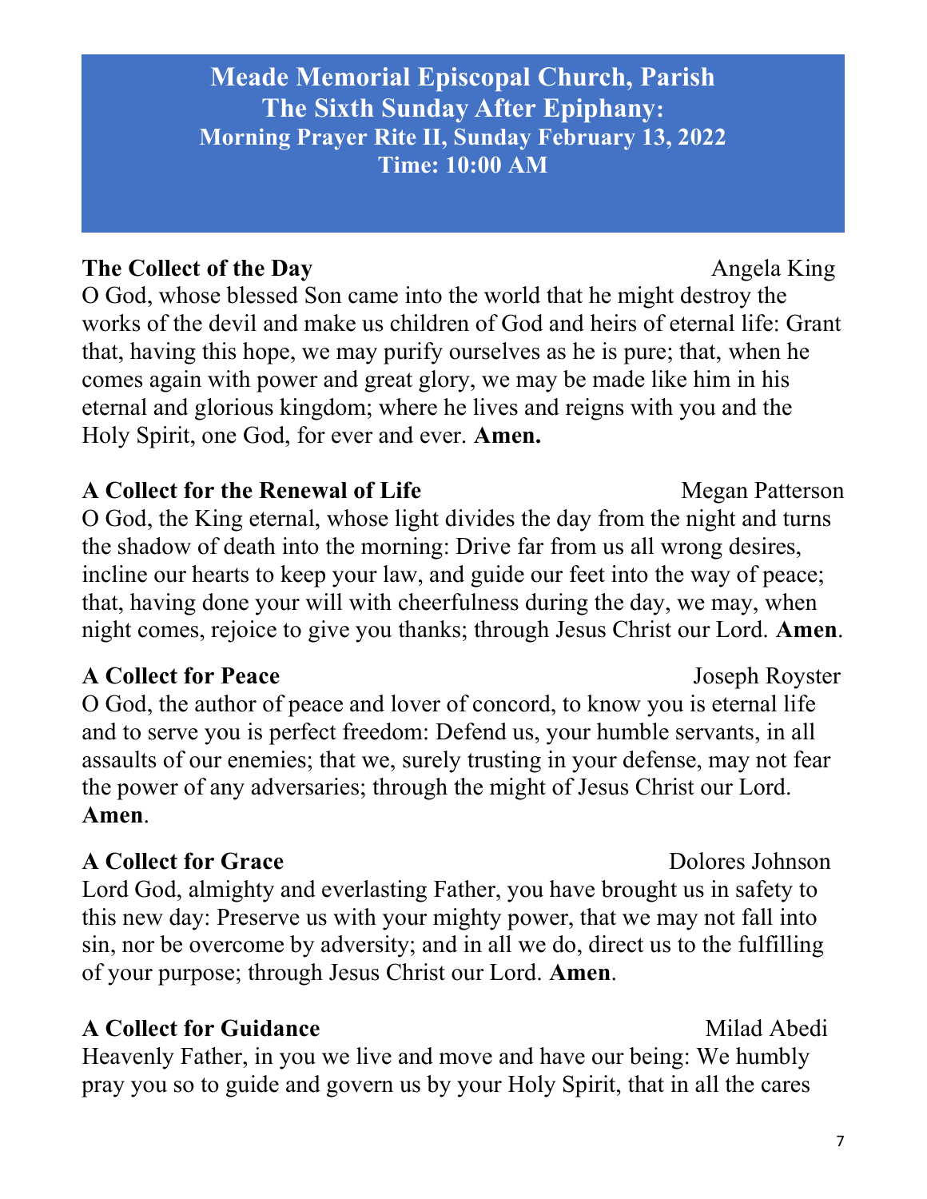# Meade Memorial Episcopal Church, Parish
## The Sixth Sunday After Epiphany:
### Morning Prayer Rite II, Sunday February 13, 2022
### Time: 10:00 AM

**The Collect of the Day** — Angela King

O God, whose blessed Son came into the world that he might destroy the works of the devil and make us children of God and heirs of eternal life: Grant that, having this hope, we may purify ourselves as he is pure; that, when he comes again with power and great glory, we may be made like him in his eternal and glorious kingdom; where he lives and reigns with you and the Holy Spirit, one God, for ever and ever. **Amen.**

**A Collect for the Renewal of Life** — Megan Patterson

O God, the King eternal, whose light divides the day from the night and turns the shadow of death into the morning: Drive far from us all wrong desires, incline our hearts to keep your law, and guide our feet into the way of peace; that, having done your will with cheerfulness during the day, we may, when night comes, rejoice to give you thanks; through Jesus Christ our Lord. **Amen**.

**A Collect for Peace** — Joseph Royster

O God, the author of peace and lover of concord, to know you is eternal life and to serve you is perfect freedom: Defend us, your humble servants, in all assaults of our enemies; that we, surely trusting in your defense, may not fear the power of any adversaries; through the might of Jesus Christ our Lord. **Amen**.

**A Collect for Grace** — Dolores Johnson

Lord God, almighty and everlasting Father, you have brought us in safety to this new day: Preserve us with your mighty power, that we may not fall into sin, nor be overcome by adversity; and in all we do, direct us to the fulfilling of your purpose; through Jesus Christ our Lord. **Amen**.

**A Collect for Guidance** — Milad Abedi

Heavenly Father, in you we live and move and have our being: We humbly pray you so to guide and govern us by your Holy Spirit, that in all the cares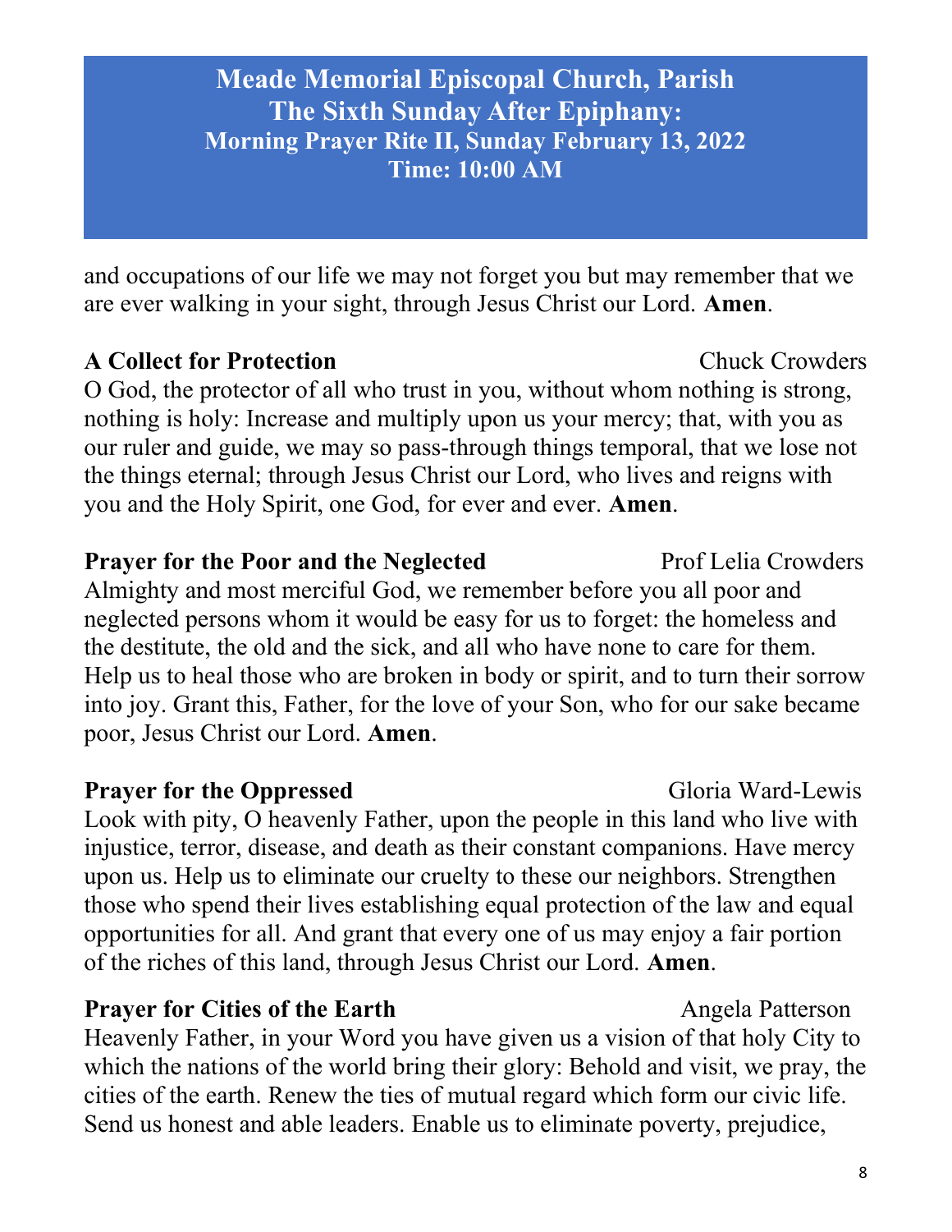and occupations of our life we may not forget you but may remember that we are ever walking in your sight, through Jesus Christ our Lord. **Amen**.

**A Collect for Protection** Chuck Crowders

O God, the protector of all who trust in you, without whom nothing is strong, nothing is holy: Increase and multiply upon us your mercy; that, with you as our ruler and guide, we may so pass-through things temporal, that we lose not the things eternal; through Jesus Christ our Lord, who lives and reigns with you and the Holy Spirit, one God, for ever and ever. **Amen**.

**Prayer for the Poor and the Neglected** Prof Lelia Crowders

Almighty and most merciful God, we remember before you all poor and neglected persons whom it would be easy for us to forget: the homeless and the destitute, the old and the sick, and all who have none to care for them. Help us to heal those who are broken in body or spirit, and to turn their sorrow into joy. Grant this, Father, for the love of your Son, who for our sake became poor, Jesus Christ our Lord. **Amen**.

**Prayer for the Oppressed** Gloria Ward-Lewis

Look with pity, O heavenly Father, upon the people in this land who live with injustice, terror, disease, and death as their constant companions. Have mercy upon us. Help us to eliminate our cruelty to these our neighbors. Strengthen those who spend their lives establishing equal protection of the law and equal opportunities for all. And grant that every one of us may enjoy a fair portion of the riches of this land, through Jesus Christ our Lord. **Amen**.

**Prayer for Cities of the Earth** Angela Patterson

Heavenly Father, in your Word you have given us a vision of that holy City to which the nations of the world bring their glory: Behold and visit, we pray, the cities of the earth. Renew the ties of mutual regard which form our civic life. Send us honest and able leaders. Enable us to eliminate poverty, prejudice,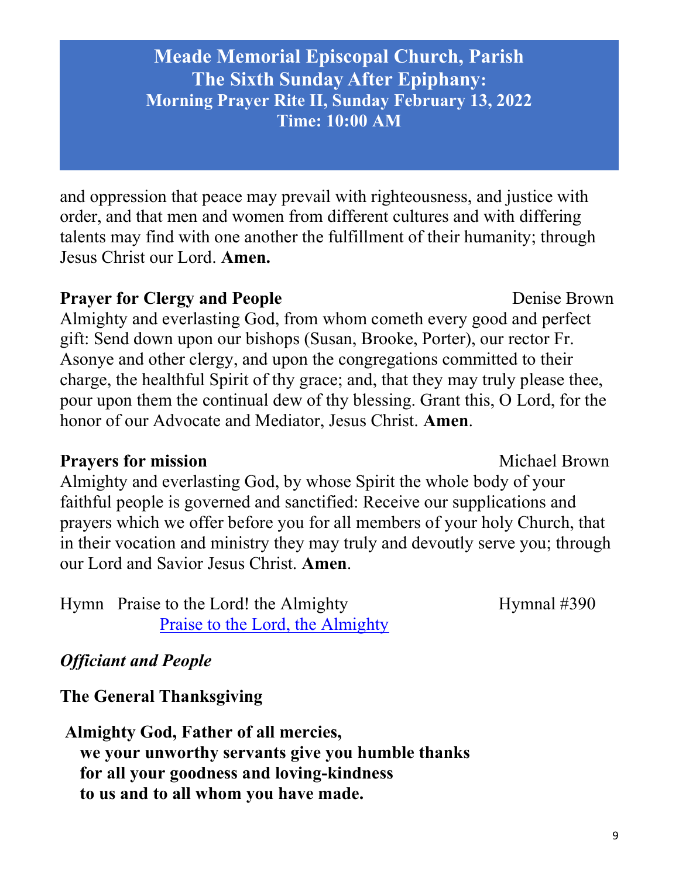and oppression that peace may prevail with righteousness, and justice with order, and that men and women from different cultures and with differing talents may find with one another the fulfillment of their humanity; through Jesus Christ our Lord. **Amen.**

**Prayer for Clergy and People** Denise Brown

Almighty and everlasting God, from whom cometh every good and perfect gift: Send down upon our bishops (Susan, Brooke, Porter), our rector Fr. Asonye and other clergy, and upon the congregations committed to their charge, the healthful Spirit of thy grace; and, that they may truly please thee, pour upon them the continual dew of thy blessing. Grant this, O Lord, for the honor of our Advocate and Mediator, Jesus Christ. **Amen**.

**Prayers for mission** Michael Brown

Almighty and everlasting God, by whose Spirit the whole body of your faithful people is governed and sanctified: Receive our supplications and prayers which we offer before you for all members of your holy Church, that in their vocation and ministry they may truly and devoutly serve you; through our Lord and Savior Jesus Christ. **Amen**.

Hymn Praise to the Lord! the Almighty Hymnal #390
Praise to the Lord, the Almighty

***Officiant and People***

**The General Thanksgiving**

**Almighty God, Father of all mercies,**
**we your unworthy servants give you humble thanks**
**for all your goodness and loving-kindness**
**to us and to all whom you have made.**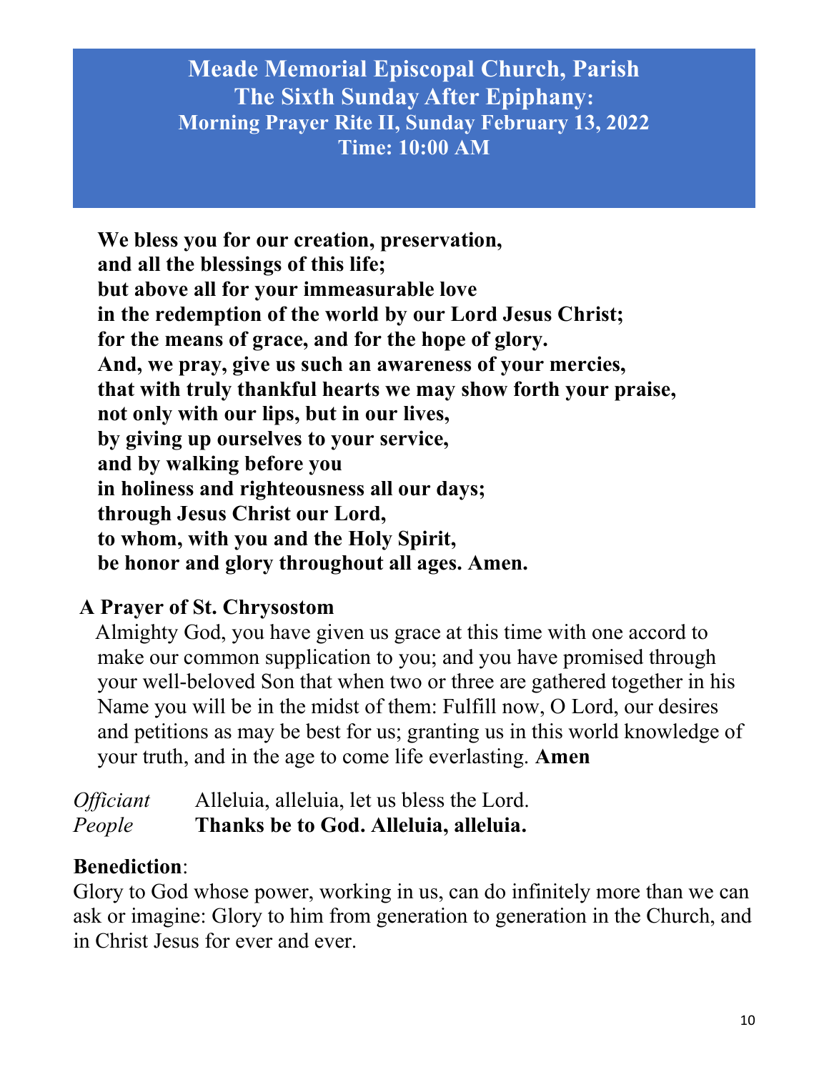# Meade Memorial Episcopal Church, Parish
## The Sixth Sunday After Epiphany:
### Morning Prayer Rite II, Sunday February 13, 2022
### Time: 10:00 AM

**We bless you for our creation, preservation,**
**and all the blessings of this life;**
**but above all for your immeasurable love**
**in the redemption of the world by our Lord Jesus Christ;**
**for the means of grace, and for the hope of glory.**
**And, we pray, give us such an awareness of your mercies,**
**that with truly thankful hearts we may show forth your praise,**
**not only with our lips, but in our lives,**
**by giving up ourselves to your service,**
**and by walking before you**
**in holiness and righteousness all our days;**
**through Jesus Christ our Lord,**
**to whom, with you and the Holy Spirit,**
**be honor and glory throughout all ages. Amen.**

**A Prayer of St. Chrysostom**

Almighty God, you have given us grace at this time with one accord to make our common supplication to you; and you have promised through your well-beloved Son that when two or three are gathered together in his Name you will be in the midst of them: Fulfill now, O Lord, our desires and petitions as may be best for us; granting us in this world knowledge of your truth, and in the age to come life everlasting. **Amen**

*Officiant* Alleluia, alleluia, let us bless the Lord.
*People* **Thanks be to God. Alleluia, alleluia.**

**Benediction**:
Glory to God whose power, working in us, can do infinitely more than we can ask or imagine: Glory to him from generation to generation in the Church, and in Christ Jesus for ever and ever.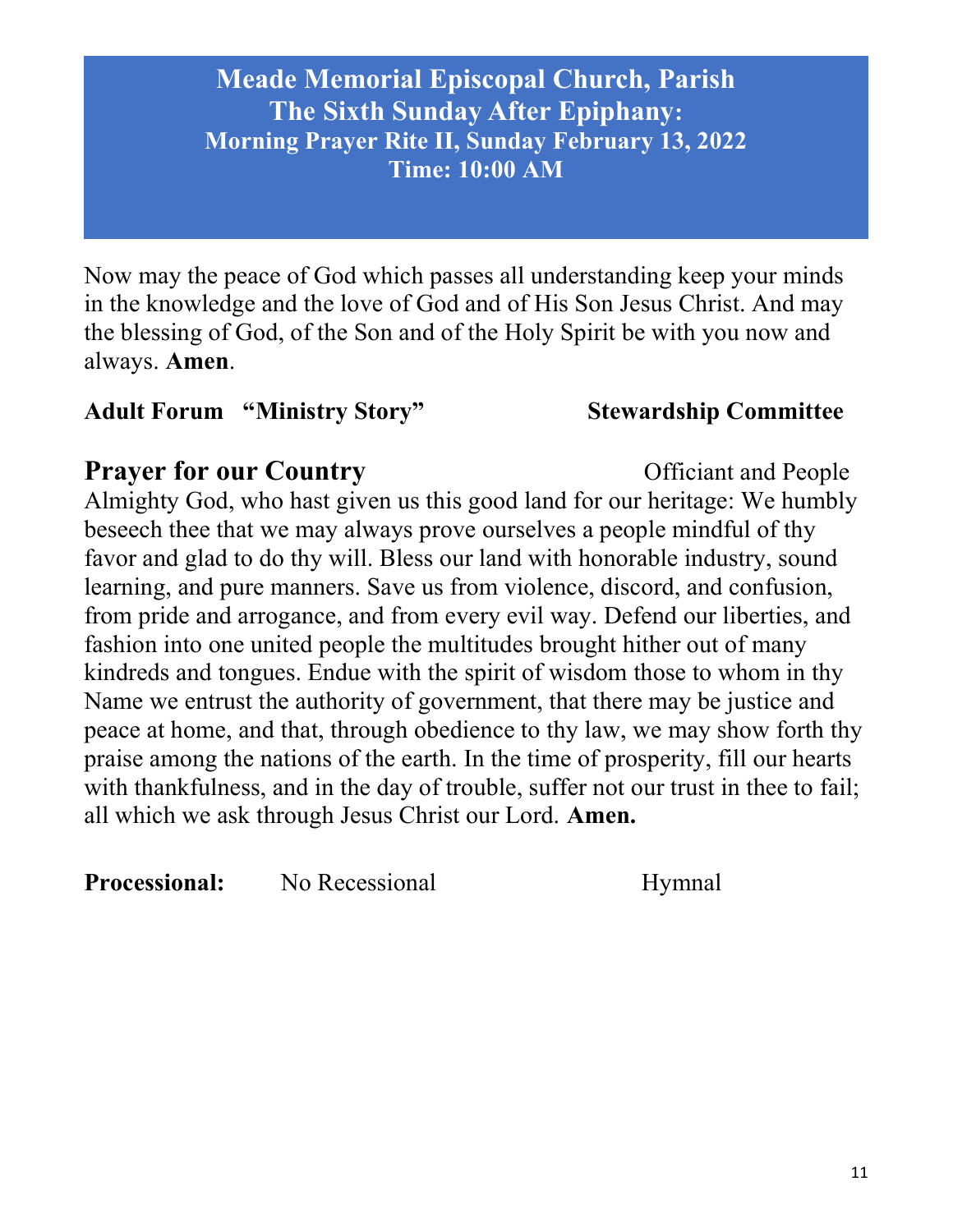# Meade Memorial Episcopal Church, Parish
## The Sixth Sunday After Epiphany:
### Morning Prayer Rite II, Sunday February 13, 2022
### Time: 10:00 AM

Now may the peace of God which passes all understanding keep your minds in the knowledge and the love of God and of His Son Jesus Christ. And may the blessing of God, of the Son and of the Holy Spirit be with you now and always. **Amen**.

**Adult Forum "Ministry Story"** **Stewardship Committee**

## Prayer for our Country

Officiant and People

Almighty God, who hast given us this good land for our heritage: We humbly beseech thee that we may always prove ourselves a people mindful of thy favor and glad to do thy will. Bless our land with honorable industry, sound learning, and pure manners. Save us from violence, discord, and confusion, from pride and arrogance, and from every evil way. Defend our liberties, and fashion into one united people the multitudes brought hither out of many kindreds and tongues. Endue with the spirit of wisdom those to whom in thy Name we entrust the authority of government, that there may be justice and peace at home, and that, through obedience to thy law, we may show forth thy praise among the nations of the earth. In the time of prosperity, fill our hearts with thankfulness, and in the day of trouble, suffer not our trust in thee to fail; all which we ask through Jesus Christ our Lord. **Amen.**

**Processional:** No Recessional Hymnal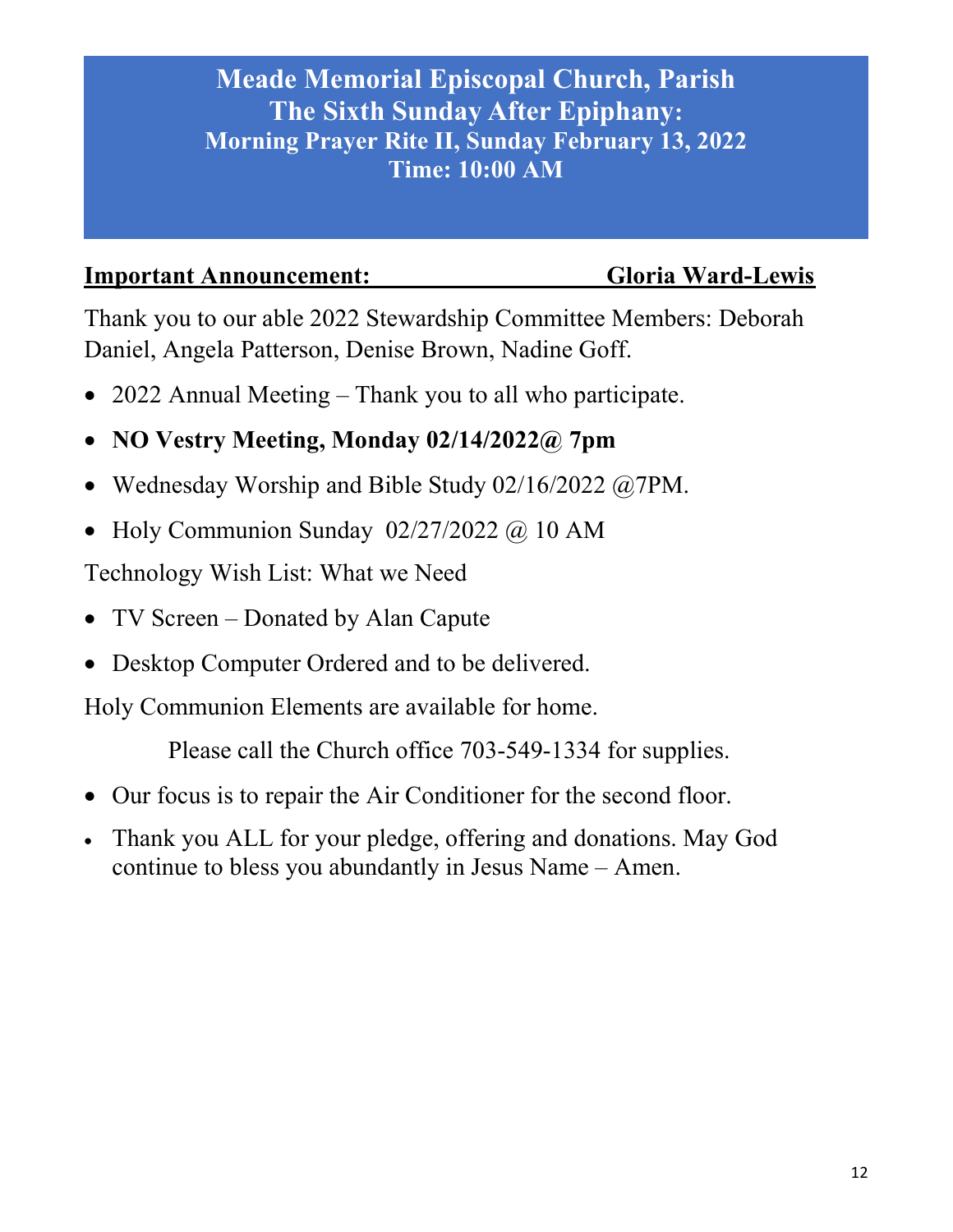# Meade Memorial Episcopal Church, Parish
## The Sixth Sunday After Epiphany:
### Morning Prayer Rite II, Sunday February 13, 2022
### Time: 10:00 AM

**Important Announcement:** **Gloria Ward-Lewis**

Thank you to our able 2022 Stewardship Committee Members: Deborah Daniel, Angela Patterson, Denise Brown, Nadine Goff.

- 2022 Annual Meeting – Thank you to all who participate.
- **NO Vestry Meeting, Monday 02/14/2022@ 7pm**
- Wednesday Worship and Bible Study 02/16/2022 @7PM.
- Holy Communion Sunday 02/27/2022 @ 10 AM

Technology Wish List: What we Need

- TV Screen – Donated by Alan Capute
- Desktop Computer Ordered and to be delivered.

Holy Communion Elements are available for home.

Please call the Church office 703-549-1334 for supplies.

- Our focus is to repair the Air Conditioner for the second floor.
- Thank you ALL for your pledge, offering and donations. May God continue to bless you abundantly in Jesus Name – Amen.